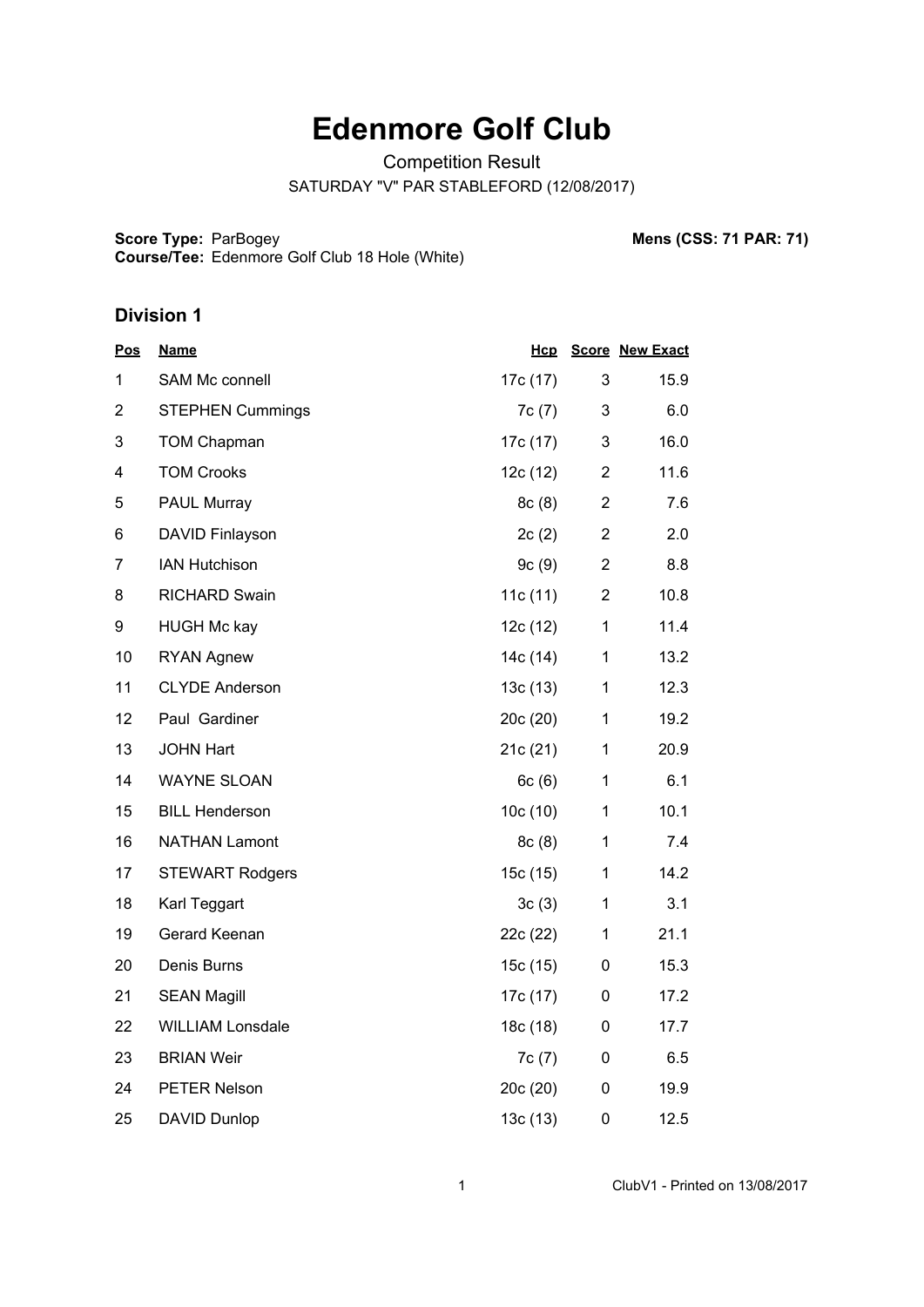# Edenmore Golf Club

Competition Result

SATURDAY "V" PAR STABLEFORD (12/08/2017)

**Score Type:** ParBogey
**Course/Tee:** Edenmore Golf Club 18 Hole (White)

**Mens (CSS: 71 PAR: 71)**

## Division 1

| Pos | Name | Hcp | Score | New Exact |
|---|---|---|---|---|
| 1 | SAM Mc connell | 17c (17) | 3 | 15.9 |
| 2 | STEPHEN Cummings | 7c (7) | 3 | 6.0 |
| 3 | TOM Chapman | 17c (17) | 3 | 16.0 |
| 4 | TOM Crooks | 12c (12) | 2 | 11.6 |
| 5 | PAUL Murray | 8c (8) | 2 | 7.6 |
| 6 | DAVID Finlayson | 2c (2) | 2 | 2.0 |
| 7 | IAN Hutchison | 9c (9) | 2 | 8.8 |
| 8 | RICHARD Swain | 11c (11) | 2 | 10.8 |
| 9 | HUGH Mc kay | 12c (12) | 1 | 11.4 |
| 10 | RYAN Agnew | 14c (14) | 1 | 13.2 |
| 11 | CLYDE Anderson | 13c (13) | 1 | 12.3 |
| 12 | Paul Gardiner | 20c (20) | 1 | 19.2 |
| 13 | JOHN Hart | 21c (21) | 1 | 20.9 |
| 14 | WAYNE SLOAN | 6c (6) | 1 | 6.1 |
| 15 | BILL Henderson | 10c (10) | 1 | 10.1 |
| 16 | NATHAN Lamont | 8c (8) | 1 | 7.4 |
| 17 | STEWART Rodgers | 15c (15) | 1 | 14.2 |
| 18 | Karl Teggart | 3c (3) | 1 | 3.1 |
| 19 | Gerard Keenan | 22c (22) | 1 | 21.1 |
| 20 | Denis Burns | 15c (15) | 0 | 15.3 |
| 21 | SEAN Magill | 17c (17) | 0 | 17.2 |
| 22 | WILLIAM Lonsdale | 18c (18) | 0 | 17.7 |
| 23 | BRIAN Weir | 7c (7) | 0 | 6.5 |
| 24 | PETER Nelson | 20c (20) | 0 | 19.9 |
| 25 | DAVID Dunlop | 13c (13) | 0 | 12.5 |

ClubV1 - Printed on 13/08/2017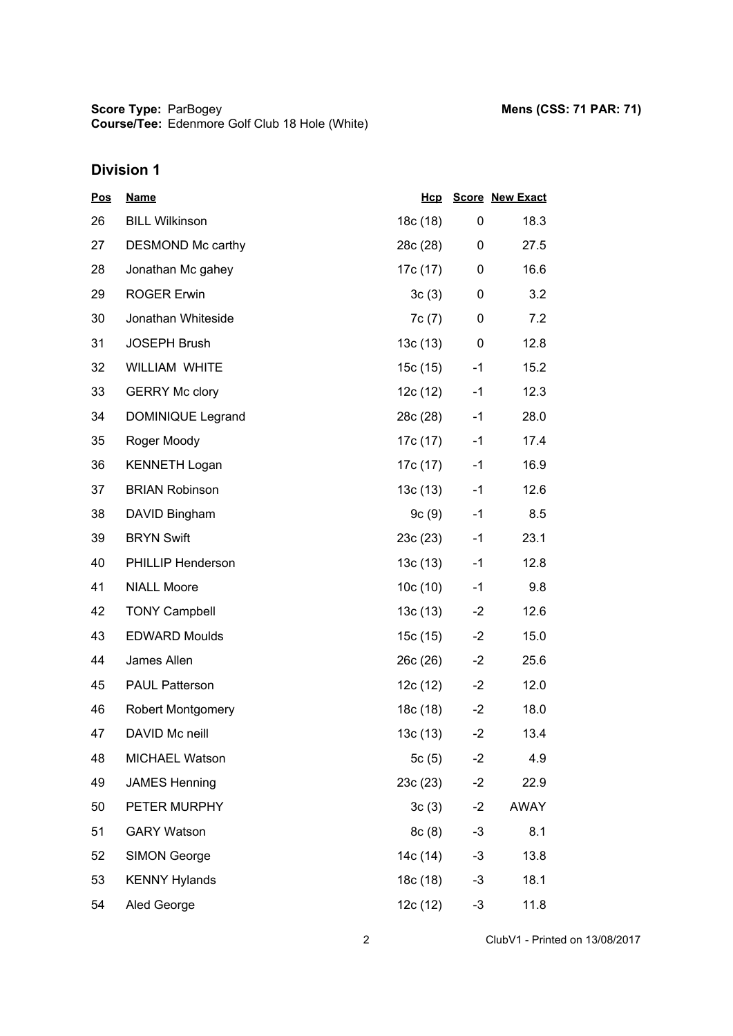**Score Type:** ParBogey
**Course/Tee:** Edenmore Golf Club 18 Hole (White)

**Mens (CSS: 71 PAR: 71)**

## Division 1

| Pos | Name | Hcp | Score | New Exact |
|---|---|---|---|---|
| 26 | BILL Wilkinson | 18c (18) | 0 | 18.3 |
| 27 | DESMOND Mc carthy | 28c (28) | 0 | 27.5 |
| 28 | Jonathan Mc gahey | 17c (17) | 0 | 16.6 |
| 29 | ROGER Erwin | 3c (3) | 0 | 3.2 |
| 30 | Jonathan Whiteside | 7c (7) | 0 | 7.2 |
| 31 | JOSEPH Brush | 13c (13) | 0 | 12.8 |
| 32 | WILLIAM WHITE | 15c (15) | -1 | 15.2 |
| 33 | GERRY Mc clory | 12c (12) | -1 | 12.3 |
| 34 | DOMINIQUE Legrand | 28c (28) | -1 | 28.0 |
| 35 | Roger Moody | 17c (17) | -1 | 17.4 |
| 36 | KENNETH Logan | 17c (17) | -1 | 16.9 |
| 37 | BRIAN Robinson | 13c (13) | -1 | 12.6 |
| 38 | DAVID Bingham | 9c (9) | -1 | 8.5 |
| 39 | BRYN Swift | 23c (23) | -1 | 23.1 |
| 40 | PHILLIP Henderson | 13c (13) | -1 | 12.8 |
| 41 | NIALL Moore | 10c (10) | -1 | 9.8 |
| 42 | TONY Campbell | 13c (13) | -2 | 12.6 |
| 43 | EDWARD Moulds | 15c (15) | -2 | 15.0 |
| 44 | James Allen | 26c (26) | -2 | 25.6 |
| 45 | PAUL Patterson | 12c (12) | -2 | 12.0 |
| 46 | Robert Montgomery | 18c (18) | -2 | 18.0 |
| 47 | DAVID Mc neill | 13c (13) | -2 | 13.4 |
| 48 | MICHAEL Watson | 5c (5) | -2 | 4.9 |
| 49 | JAMES Henning | 23c (23) | -2 | 22.9 |
| 50 | PETER MURPHY | 3c (3) | -2 | AWAY |
| 51 | GARY Watson | 8c (8) | -3 | 8.1 |
| 52 | SIMON George | 14c (14) | -3 | 13.8 |
| 53 | KENNY Hylands | 18c (18) | -3 | 18.1 |
| 54 | Aled George | 12c (12) | -3 | 11.8 |

ClubV1 - Printed on 13/08/2017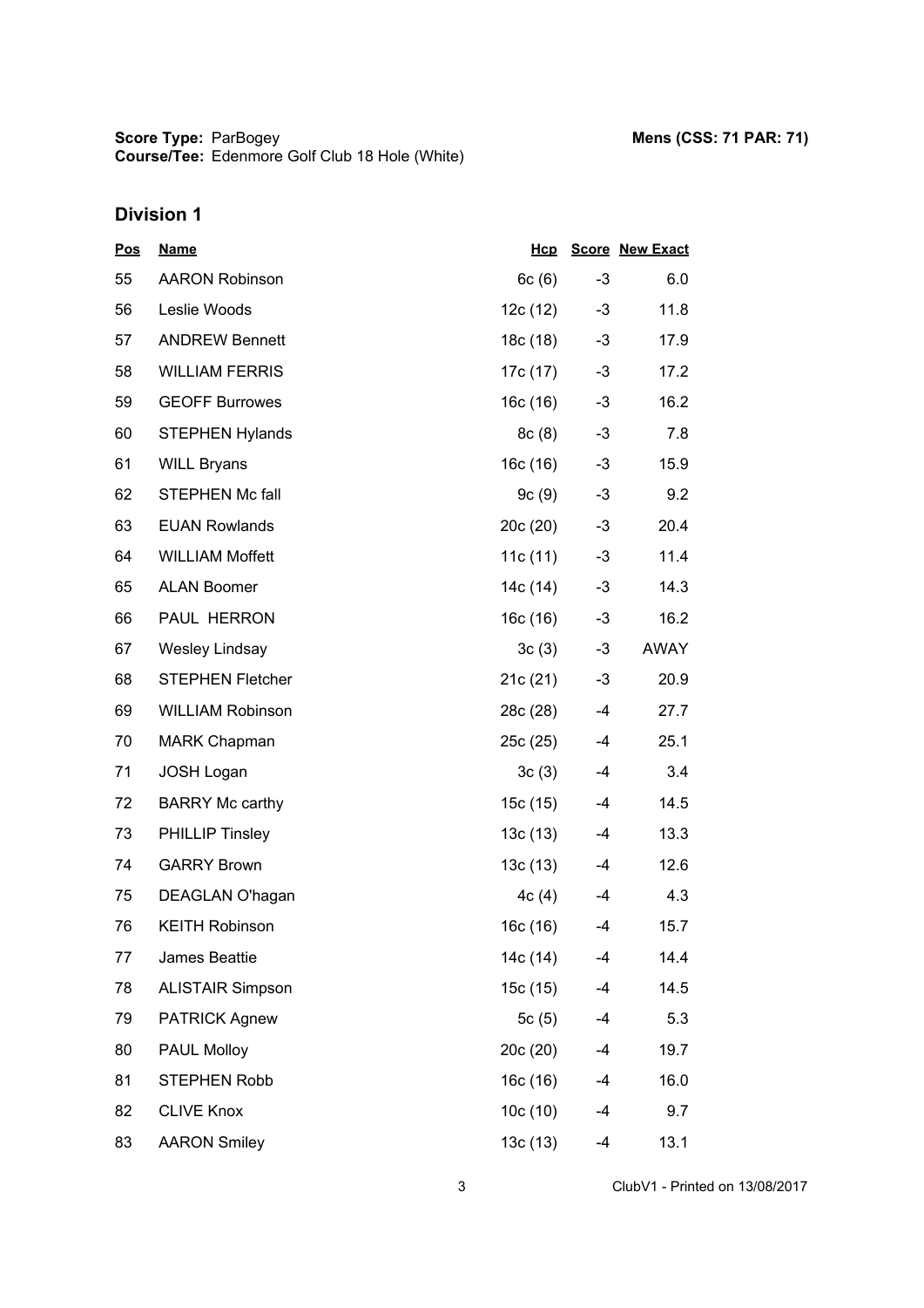**Score Type:** ParBogey
**Course/Tee:** Edenmore Golf Club 18 Hole (White)

**Mens (CSS: 71 PAR: 71)**

## Division 1

| Pos | Name | Hcp | Score | New Exact |
|---|---|---|---|---|
| 55 | AARON Robinson | 6c (6) | -3 | 6.0 |
| 56 | Leslie Woods | 12c (12) | -3 | 11.8 |
| 57 | ANDREW Bennett | 18c (18) | -3 | 17.9 |
| 58 | WILLIAM FERRIS | 17c (17) | -3 | 17.2 |
| 59 | GEOFF Burrowes | 16c (16) | -3 | 16.2 |
| 60 | STEPHEN Hylands | 8c (8) | -3 | 7.8 |
| 61 | WILL Bryans | 16c (16) | -3 | 15.9 |
| 62 | STEPHEN Mc fall | 9c (9) | -3 | 9.2 |
| 63 | EUAN Rowlands | 20c (20) | -3 | 20.4 |
| 64 | WILLIAM Moffett | 11c (11) | -3 | 11.4 |
| 65 | ALAN Boomer | 14c (14) | -3 | 14.3 |
| 66 | PAUL HERRON | 16c (16) | -3 | 16.2 |
| 67 | Wesley Lindsay | 3c (3) | -3 | AWAY |
| 68 | STEPHEN Fletcher | 21c (21) | -3 | 20.9 |
| 69 | WILLIAM Robinson | 28c (28) | -4 | 27.7 |
| 70 | MARK Chapman | 25c (25) | -4 | 25.1 |
| 71 | JOSH Logan | 3c (3) | -4 | 3.4 |
| 72 | BARRY Mc carthy | 15c (15) | -4 | 14.5 |
| 73 | PHILLIP Tinsley | 13c (13) | -4 | 13.3 |
| 74 | GARRY Brown | 13c (13) | -4 | 12.6 |
| 75 | DEAGLAN O'hagan | 4c (4) | -4 | 4.3 |
| 76 | KEITH Robinson | 16c (16) | -4 | 15.7 |
| 77 | James Beattie | 14c (14) | -4 | 14.4 |
| 78 | ALISTAIR Simpson | 15c (15) | -4 | 14.5 |
| 79 | PATRICK Agnew | 5c (5) | -4 | 5.3 |
| 80 | PAUL Molloy | 20c (20) | -4 | 19.7 |
| 81 | STEPHEN Robb | 16c (16) | -4 | 16.0 |
| 82 | CLIVE Knox | 10c (10) | -4 | 9.7 |
| 83 | AARON Smiley | 13c (13) | -4 | 13.1 |

ClubV1 - Printed on 13/08/2017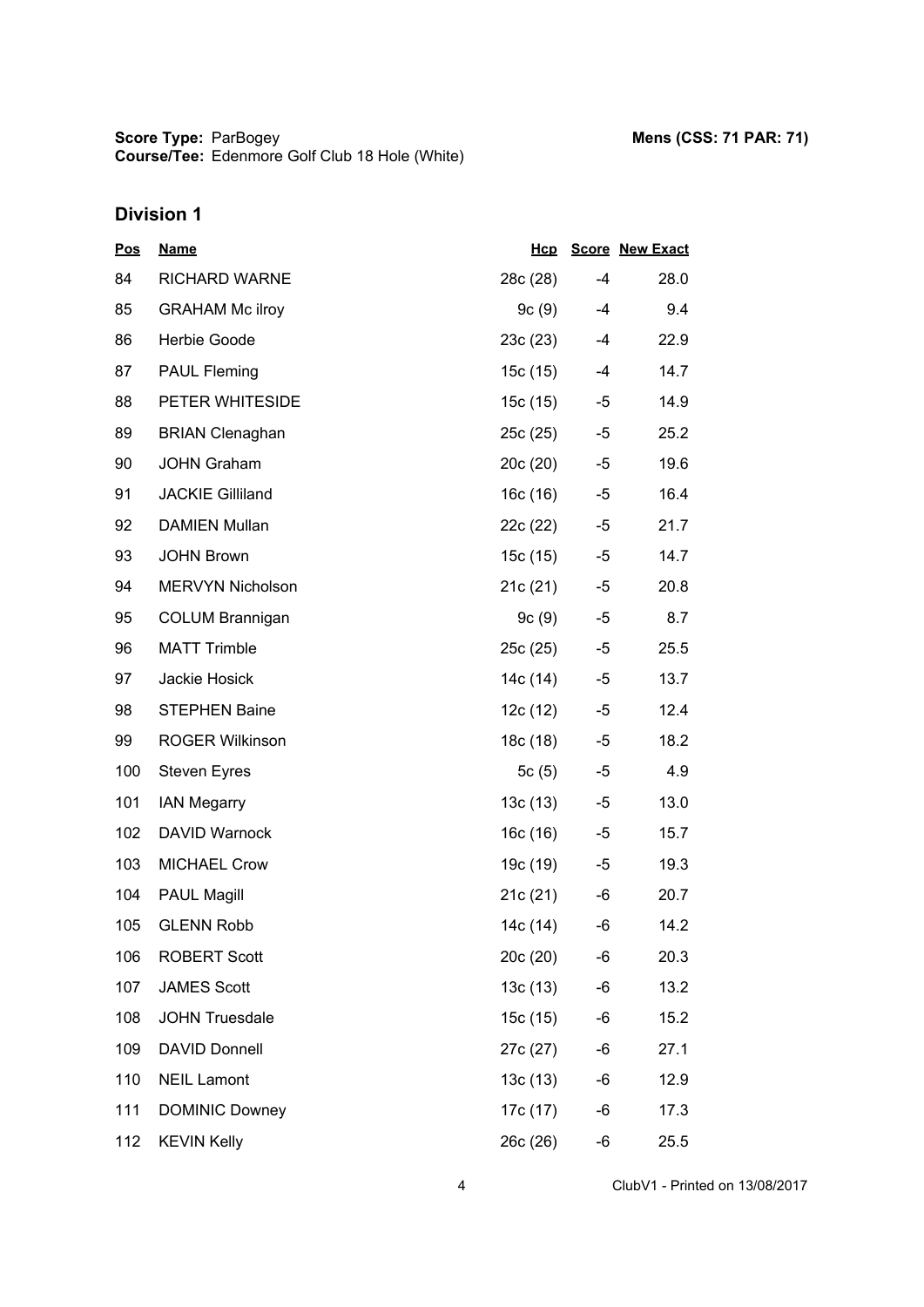**Score Type:** ParBogey
**Course/Tee:** Edenmore Golf Club 18 Hole (White)

**Mens (CSS: 71 PAR: 71)**

## Division 1

| Pos | Name | Hcp | Score | New Exact |
|---|---|---|---|---|
| 84 | RICHARD WARNE | 28c (28) | -4 | 28.0 |
| 85 | GRAHAM Mc ilroy | 9c (9) | -4 | 9.4 |
| 86 | Herbie Goode | 23c (23) | -4 | 22.9 |
| 87 | PAUL Fleming | 15c (15) | -4 | 14.7 |
| 88 | PETER WHITESIDE | 15c (15) | -5 | 14.9 |
| 89 | BRIAN Clenaghan | 25c (25) | -5 | 25.2 |
| 90 | JOHN Graham | 20c (20) | -5 | 19.6 |
| 91 | JACKIE Gilliland | 16c (16) | -5 | 16.4 |
| 92 | DAMIEN Mullan | 22c (22) | -5 | 21.7 |
| 93 | JOHN Brown | 15c (15) | -5 | 14.7 |
| 94 | MERVYN Nicholson | 21c (21) | -5 | 20.8 |
| 95 | COLUM Brannigan | 9c (9) | -5 | 8.7 |
| 96 | MATT Trimble | 25c (25) | -5 | 25.5 |
| 97 | Jackie Hosick | 14c (14) | -5 | 13.7 |
| 98 | STEPHEN Baine | 12c (12) | -5 | 12.4 |
| 99 | ROGER Wilkinson | 18c (18) | -5 | 18.2 |
| 100 | Steven Eyres | 5c (5) | -5 | 4.9 |
| 101 | IAN Megarry | 13c (13) | -5 | 13.0 |
| 102 | DAVID Warnock | 16c (16) | -5 | 15.7 |
| 103 | MICHAEL Crow | 19c (19) | -5 | 19.3 |
| 104 | PAUL Magill | 21c (21) | -6 | 20.7 |
| 105 | GLENN Robb | 14c (14) | -6 | 14.2 |
| 106 | ROBERT Scott | 20c (20) | -6 | 20.3 |
| 107 | JAMES Scott | 13c (13) | -6 | 13.2 |
| 108 | JOHN Truesdale | 15c (15) | -6 | 15.2 |
| 109 | DAVID Donnell | 27c (27) | -6 | 27.1 |
| 110 | NEIL Lamont | 13c (13) | -6 | 12.9 |
| 111 | DOMINIC Downey | 17c (17) | -6 | 17.3 |
| 112 | KEVIN Kelly | 26c (26) | -6 | 25.5 |

ClubV1 - Printed on 13/08/2017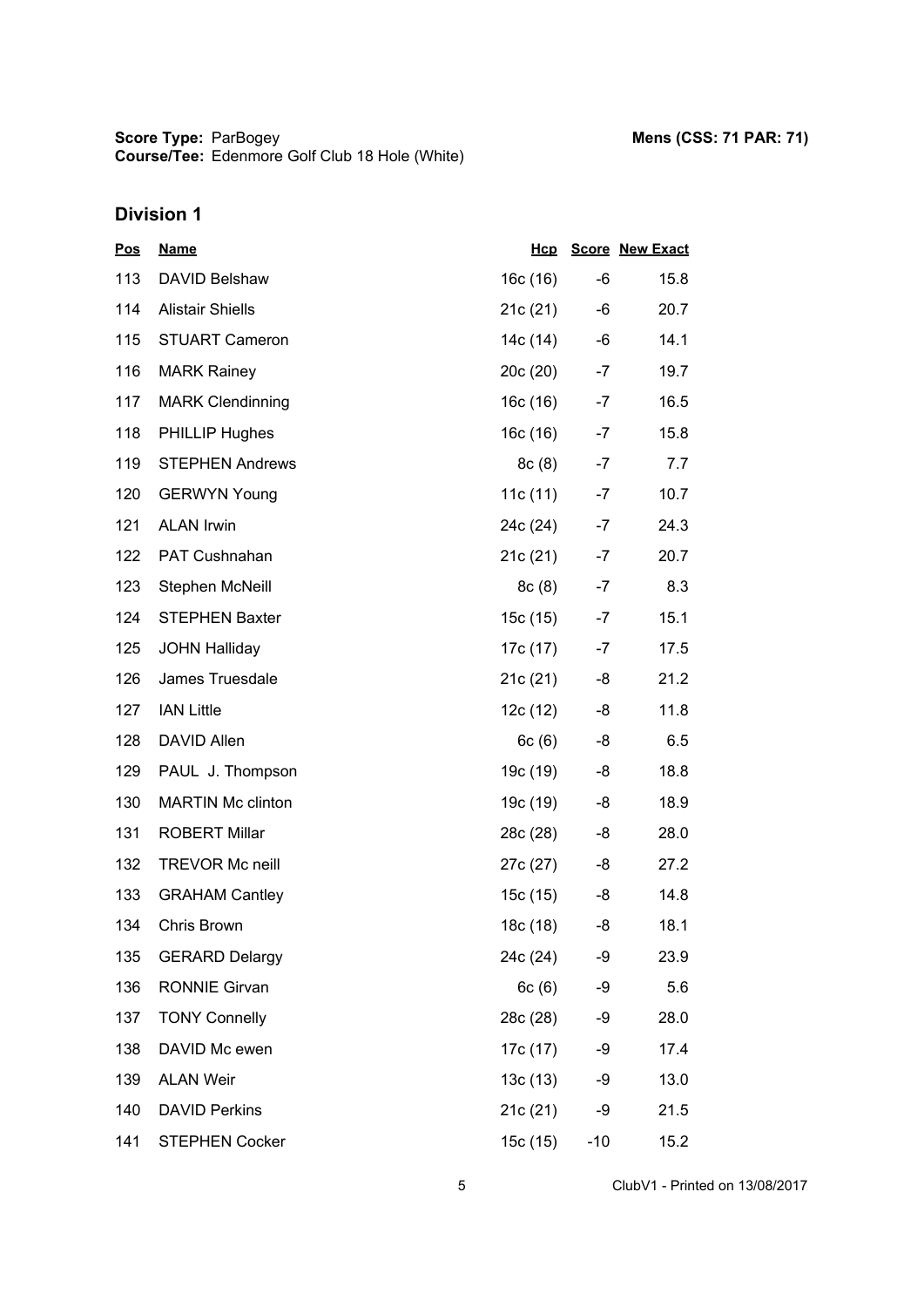**Score Type:** ParBogey
**Course/Tee:** Edenmore Golf Club 18 Hole (White)

**Mens (CSS: 71 PAR: 71)**

## Division 1

| Pos | Name | Hcp | Score | New Exact |
|---|---|---|---|---|
| 113 | DAVID Belshaw | 16c (16) | -6 | 15.8 |
| 114 | Alistair Shiells | 21c (21) | -6 | 20.7 |
| 115 | STUART Cameron | 14c (14) | -6 | 14.1 |
| 116 | MARK Rainey | 20c (20) | -7 | 19.7 |
| 117 | MARK Clendinning | 16c (16) | -7 | 16.5 |
| 118 | PHILLIP Hughes | 16c (16) | -7 | 15.8 |
| 119 | STEPHEN Andrews | 8c (8) | -7 | 7.7 |
| 120 | GERWYN Young | 11c (11) | -7 | 10.7 |
| 121 | ALAN Irwin | 24c (24) | -7 | 24.3 |
| 122 | PAT Cushnahan | 21c (21) | -7 | 20.7 |
| 123 | Stephen McNeill | 8c (8) | -7 | 8.3 |
| 124 | STEPHEN Baxter | 15c (15) | -7 | 15.1 |
| 125 | JOHN Halliday | 17c (17) | -7 | 17.5 |
| 126 | James Truesdale | 21c (21) | -8 | 21.2 |
| 127 | IAN Little | 12c (12) | -8 | 11.8 |
| 128 | DAVID Allen | 6c (6) | -8 | 6.5 |
| 129 | PAUL J. Thompson | 19c (19) | -8 | 18.8 |
| 130 | MARTIN Mc clinton | 19c (19) | -8 | 18.9 |
| 131 | ROBERT Millar | 28c (28) | -8 | 28.0 |
| 132 | TREVOR Mc neill | 27c (27) | -8 | 27.2 |
| 133 | GRAHAM Cantley | 15c (15) | -8 | 14.8 |
| 134 | Chris Brown | 18c (18) | -8 | 18.1 |
| 135 | GERARD Delargy | 24c (24) | -9 | 23.9 |
| 136 | RONNIE Girvan | 6c (6) | -9 | 5.6 |
| 137 | TONY Connelly | 28c (28) | -9 | 28.0 |
| 138 | DAVID Mc ewen | 17c (17) | -9 | 17.4 |
| 139 | ALAN Weir | 13c (13) | -9 | 13.0 |
| 140 | DAVID Perkins | 21c (21) | -9 | 21.5 |
| 141 | STEPHEN Cocker | 15c (15) | -10 | 15.2 |

ClubV1 - Printed on 13/08/2017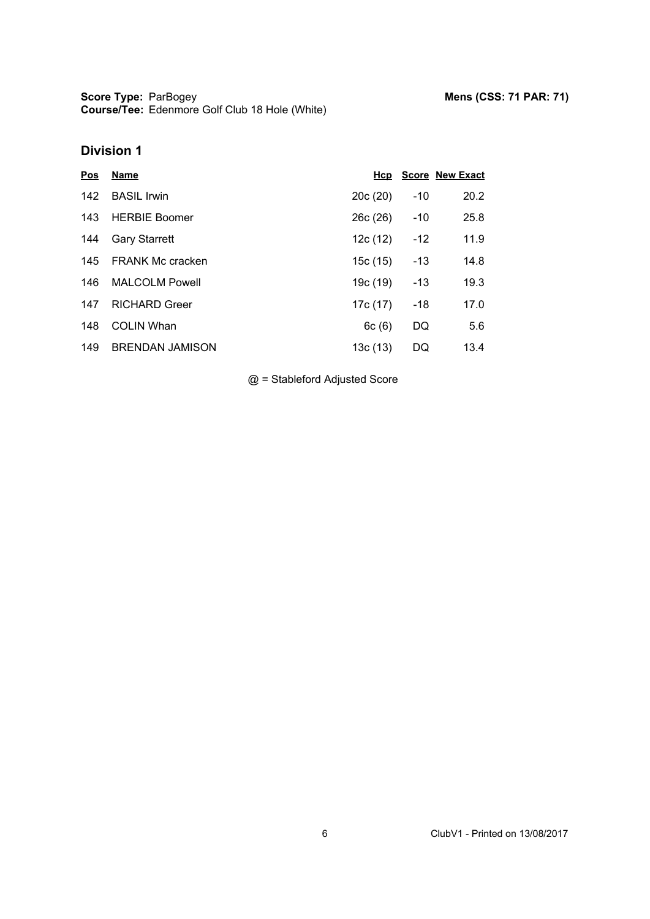**Score Type:** ParBogey
**Course/Tee:** Edenmore Golf Club 18 Hole (White)

**Mens (CSS: 71 PAR: 71)**

## Division 1

| Pos | Name | Hcp | Score | New Exact |
|---|---|---|---|---|
| 142 | BASIL Irwin | 20c (20) | -10 | 20.2 |
| 143 | HERBIE Boomer | 26c (26) | -10 | 25.8 |
| 144 | Gary Starrett | 12c (12) | -12 | 11.9 |
| 145 | FRANK Mc cracken | 15c (15) | -13 | 14.8 |
| 146 | MALCOLM Powell | 19c (19) | -13 | 19.3 |
| 147 | RICHARD Greer | 17c (17) | -18 | 17.0 |
| 148 | COLIN Whan | 6c (6) | DQ | 5.6 |
| 149 | BRENDAN JAMISON | 13c (13) | DQ | 13.4 |

@ = Stableford Adjusted Score

ClubV1 - Printed on 13/08/2017